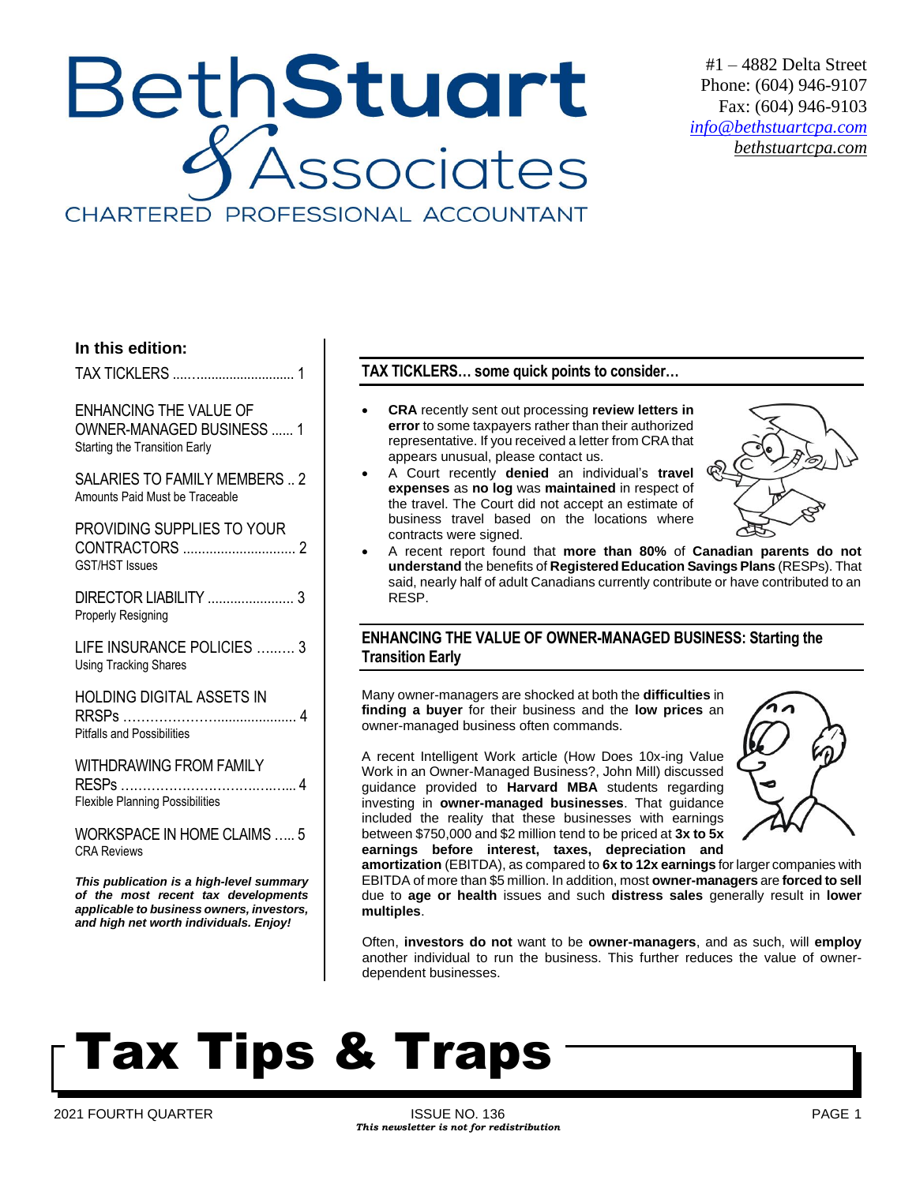# BethStuart & Associates

CHARTERED PROFESSIONAL ACCOUNTANT

#1 – 4882 Delta Street
Phone: (604) 946-9107
Fax: (604) 946-9103
info@bethstuartcpa.com
bethstuartcpa.com

# Tax Tips & Traps

2021 FOURTH QUARTER | ISSUE NO. 136

*This newsletter is not for redistribution*

**In this edition:**

TAX TICKLERS ..... 1

ENHANCING THE VALUE OF OWNER-MANAGED BUSINESS ..... 1
Starting the Transition Early

SALARIES TO FAMILY MEMBERS .. 2
Amounts Paid Must be Traceable

PROVIDING SUPPLIES TO YOUR CONTRACTORS ..... 2
GST/HST Issues

DIRECTOR LIABILITY ..... 3
Properly Resigning

LIFE INSURANCE POLICIES ..... 3
Using Tracking Shares

HOLDING DIGITAL ASSETS IN RRSPs ..... 4
Pitfalls and Possibilities

WITHDRAWING FROM FAMILY RESPs ..... 4
Flexible Planning Possibilities

WORKSPACE IN HOME CLAIMS ..... 5
CRA Reviews

***This publication is a high-level summary of the most recent tax developments applicable to business owners, investors, and high net worth individuals. Enjoy!***

## TAX TICKLERS… some quick points to consider…

- **CRA** recently sent out processing **review letters in error** to some taxpayers rather than their authorized representative. If you received a letter from CRA that appears unusual, please contact us.
- A Court recently **denied** an individual's **travel expenses** as **no log** was **maintained** in respect of the travel. The Court did not accept an estimate of business travel based on the locations where contracts were signed.
- A recent report found that **more than 80%** of **Canadian parents do not understand** the benefits of **Registered Education Savings Plans** (RESPs). That said, nearly half of adult Canadians currently contribute or have contributed to an RESP.

## ENHANCING THE VALUE OF OWNER-MANAGED BUSINESS: Starting the Transition Early

Many owner-managers are shocked at both the **difficulties** in **finding a buyer** for their business and the **low prices** an owner-managed business often commands.

A recent Intelligent Work article (How Does 10x-ing Value Work in an Owner-Managed Business?, John Mill) discussed guidance provided to **Harvard MBA** students regarding investing in **owner-managed businesses**. That guidance included the reality that these businesses with earnings between $750,000 and $2 million tend to be priced at **3x to 5x earnings before interest, taxes, depreciation and amortization** (EBITDA), as compared to **6x to 12x earnings** for larger companies with EBITDA of more than $5 million. In addition, most **owner-managers** are **forced to sell** due to **age or health** issues and such **distress sales** generally result in **lower multiples**.

Often, **investors do not** want to be **owner-managers**, and as such, will **employ** another individual to run the business. This further reduces the value of owner-dependent businesses.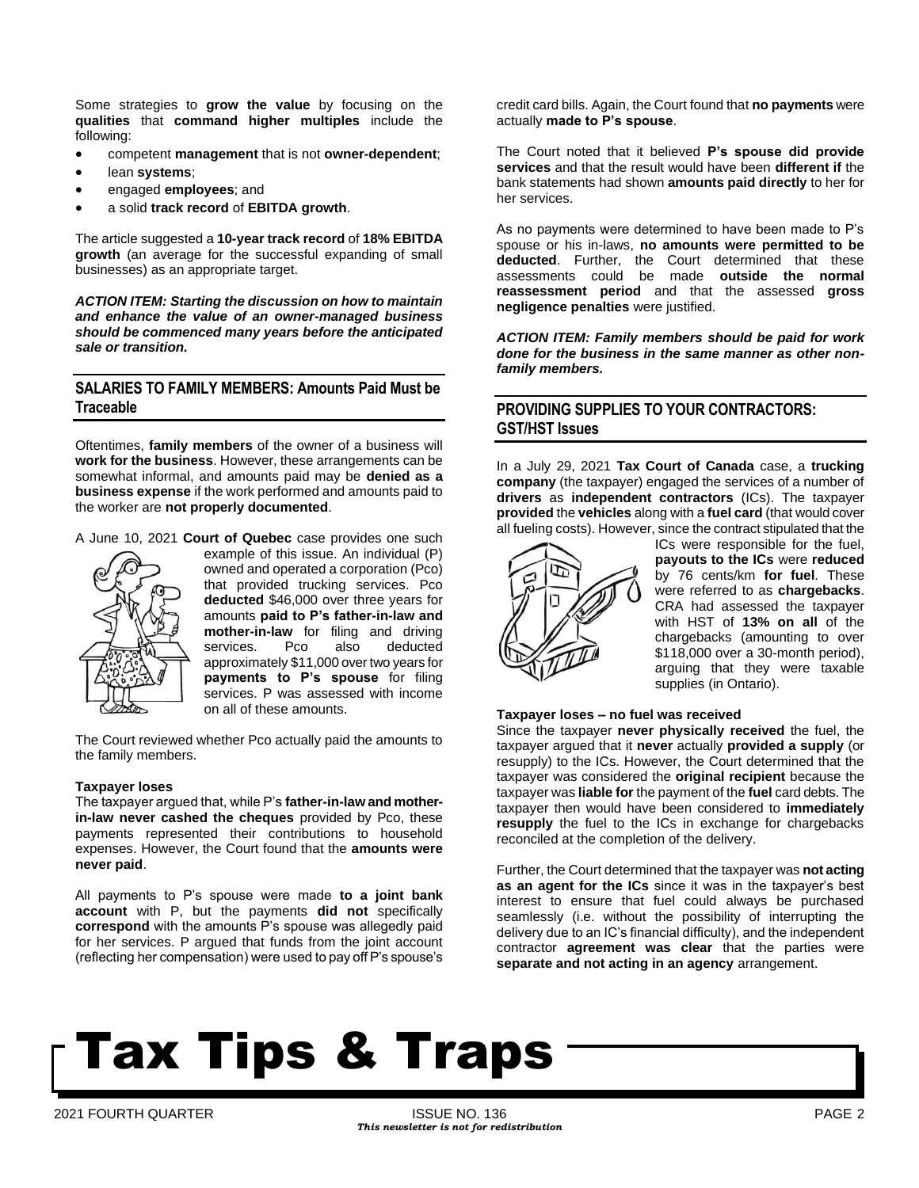Some strategies to **grow the value** by focusing on the **qualities** that **command higher multiples** include the following:

- competent **management** that is not **owner-dependent**;
- lean **systems**;
- engaged **employees**; and
- a solid **track record** of **EBITDA growth**.

The article suggested a **10-year track record** of **18% EBITDA growth** (an average for the successful expanding of small businesses) as an appropriate target.

***ACTION ITEM: Starting the discussion on how to maintain and enhance the value of an owner-managed business should be commenced many years before the anticipated sale or transition.***

## SALARIES TO FAMILY MEMBERS: Amounts Paid Must be Traceable

Oftentimes, **family members** of the owner of a business will **work for the business**. However, these arrangements can be somewhat informal, and amounts paid may be **denied as a business expense** if the work performed and amounts paid to the worker are **not properly documented**.

A June 10, 2021 **Court of Quebec** case provides one such example of this issue. An individual (P) owned and operated a corporation (Pco) that provided trucking services. Pco **deducted** $46,000 over three years for amounts **paid to P's father-in-law and mother-in-law** for filing and driving services. Pco also deducted approximately $11,000 over two years for **payments to P's spouse** for filing services. P was assessed with income on all of these amounts.

The Court reviewed whether Pco actually paid the amounts to the family members.

**Taxpayer loses**

The taxpayer argued that, while P's **father-in-law and mother-in-law never cashed the cheques** provided by Pco, these payments represented their contributions to household expenses. However, the Court found that the **amounts were never paid**.

All payments to P's spouse were made **to a joint bank account** with P, but the payments **did not** specifically **correspond** with the amounts P's spouse was allegedly paid for her services. P argued that funds from the joint account (reflecting her compensation) were used to pay off P's spouse's credit card bills. Again, the Court found that **no payments** were actually **made to P's spouse**.

The Court noted that it believed **P's spouse did provide services** and that the result would have been **different if** the bank statements had shown **amounts paid directly** to her for her services.

As no payments were determined to have been made to P's spouse or his in-laws, **no amounts were permitted to be deducted**. Further, the Court determined that these assessments could be made **outside the normal reassessment period** and that the assessed **gross negligence penalties** were justified.

***ACTION ITEM: Family members should be paid for work done for the business in the same manner as other non-family members.***

## PROVIDING SUPPLIES TO YOUR CONTRACTORS: GST/HST Issues

In a July 29, 2021 **Tax Court of Canada** case, a **trucking company** (the taxpayer) engaged the services of a number of **drivers** as **independent contractors** (ICs). The taxpayer **provided** the **vehicles** along with a **fuel card** (that would cover all fueling costs). However, since the contract stipulated that the ICs were responsible for the fuel, **payouts to the ICs** were **reduced** by 76 cents/km **for fuel**. These were referred to as **chargebacks**. CRA had assessed the taxpayer with HST of **13% on all** of the chargebacks (amounting to over $118,000 over a 30-month period), arguing that they were taxable supplies (in Ontario).

**Taxpayer loses – no fuel was received**

Since the taxpayer **never physically received** the fuel, the taxpayer argued that it **never** actually **provided a supply** (or resupply) to the ICs. However, the Court determined that the taxpayer was considered the **original recipient** because the taxpayer was **liable for** the payment of the **fuel** card debts. The taxpayer then would have been considered to **immediately resupply** the fuel to the ICs in exchange for chargebacks reconciled at the completion of the delivery.

Further, the Court determined that the taxpayer was **not acting as an agent for the ICs** since it was in the taxpayer's best interest to ensure that fuel could always be purchased seamlessly (i.e. without the possibility of interrupting the delivery due to an IC's financial difficulty), and the independent contractor **agreement was clear** that the parties were **separate and not acting in an agency** arrangement.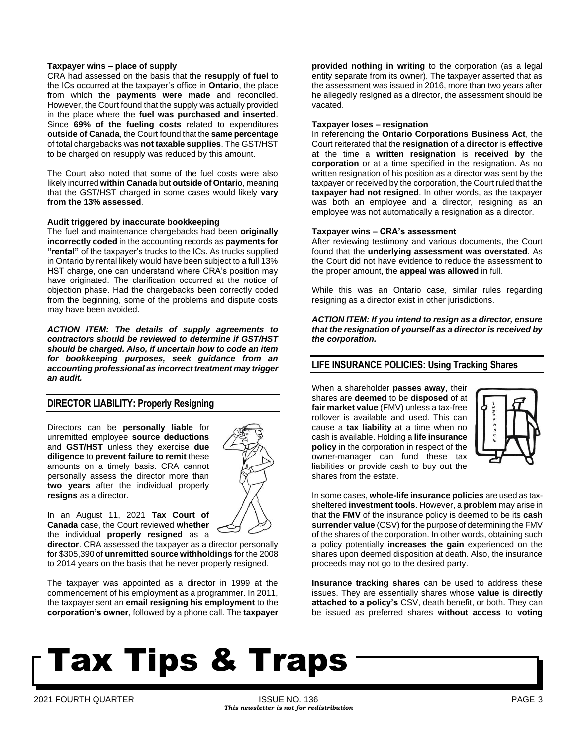#### Taxpayer wins – place of supply

CRA had assessed on the basis that the **resupply of fuel** to the ICs occurred at the taxpayer's office in **Ontario**, the place from which the **payments were made** and reconciled. However, the Court found that the supply was actually provided in the place where the **fuel was purchased and inserted**. Since **69% of the fueling costs** related to expenditures **outside of Canada**, the Court found that the **same percentage** of total chargebacks was **not taxable supplies**. The GST/HST to be charged on resupply was reduced by this amount.

The Court also noted that some of the fuel costs were also likely incurred **within Canada** but **outside of Ontario**, meaning that the GST/HST charged in some cases would likely **vary from the 13% assessed**.

#### Audit triggered by inaccurate bookkeeping

The fuel and maintenance chargebacks had been **originally incorrectly coded** in the accounting records as **payments for "rental"** of the taxpayer's trucks to the ICs. As trucks supplied in Ontario by rental likely would have been subject to a full 13% HST charge, one can understand where CRA's position may have originated. The clarification occurred at the notice of objection phase. Had the chargebacks been correctly coded from the beginning, some of the problems and dispute costs may have been avoided.

***ACTION ITEM: The details of supply agreements to contractors should be reviewed to determine if GST/HST should be charged. Also, if uncertain how to code an item for bookkeeping purposes, seek guidance from an accounting professional as incorrect treatment may trigger an audit.***

## DIRECTOR LIABILITY: Properly Resigning

Directors can be **personally liable** for unremitted employee **source deductions** and **GST/HST** unless they exercise **due diligence** to **prevent failure to remit** these amounts on a timely basis. CRA cannot personally assess the director more than **two years** after the individual properly **resigns** as a director.

In an August 11, 2021 **Tax Court of Canada** case, the Court reviewed **whether** the individual **properly resigned** as a **director**. CRA assessed the taxpayer as a director personally for $305,390 of **unremitted source withholdings** for the 2008 to 2014 years on the basis that he never properly resigned.

The taxpayer was appointed as a director in 1999 at the commencement of his employment as a programmer. In 2011, the taxpayer sent an **email resigning his employment** to the **corporation's owner**, followed by a phone call. The **taxpayer provided nothing in writing** to the corporation (as a legal entity separate from its owner). The taxpayer asserted that as the assessment was issued in 2016, more than two years after he allegedly resigned as a director, the assessment should be vacated.

#### Taxpayer loses – resignation

In referencing the **Ontario Corporations Business Act**, the Court reiterated that the **resignation** of a **director** is **effective** at the time a **written resignation** is **received by** the **corporation** or at a time specified in the resignation. As no written resignation of his position as a director was sent by the taxpayer or received by the corporation, the Court ruled that the **taxpayer had not resigned**. In other words, as the taxpayer was both an employee and a director, resigning as an employee was not automatically a resignation as a director.

#### Taxpayer wins – CRA's assessment

After reviewing testimony and various documents, the Court found that the **underlying assessment was overstated**. As the Court did not have evidence to reduce the assessment to the proper amount, the **appeal was allowed** in full.

While this was an Ontario case, similar rules regarding resigning as a director exist in other jurisdictions.

***ACTION ITEM: If you intend to resign as a director, ensure that the resignation of yourself as a director is received by the corporation.***

## LIFE INSURANCE POLICIES: Using Tracking Shares

When a shareholder **passes away**, their shares are **deemed** to be **disposed** of at **fair market value** (FMV) unless a tax-free rollover is available and used. This can cause a **tax liability** at a time when no cash is available. Holding a **life insurance policy** in the corporation in respect of the owner-manager can fund these tax liabilities or provide cash to buy out the shares from the estate.

In some cases, **whole-life insurance policies** are used as tax-sheltered **investment tools**. However, a **problem** may arise in that the **FMV** of the insurance policy is deemed to be its **cash surrender value** (CSV) for the purpose of determining the FMV of the shares of the corporation. In other words, obtaining such a policy potentially **increases the gain** experienced on the shares upon deemed disposition at death. Also, the insurance proceeds may not go to the desired party.

**Insurance tracking shares** can be used to address these issues. They are essentially shares whose **value is directly attached to a policy's** CSV, death benefit, or both. They can be issued as preferred shares **without access** to **voting**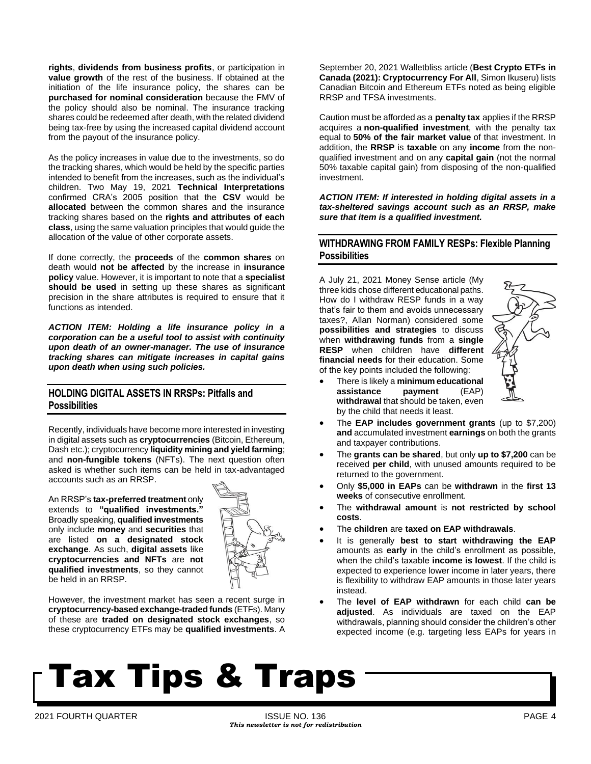**rights**, **dividends from business profits**, or participation in **value growth** of the rest of the business. If obtained at the initiation of the life insurance policy, the shares can be **purchased for nominal consideration** because the FMV of the policy should also be nominal. The insurance tracking shares could be redeemed after death, with the related dividend being tax-free by using the increased capital dividend account from the payout of the insurance policy.

As the policy increases in value due to the investments, so do the tracking shares, which would be held by the specific parties intended to benefit from the increases, such as the individual's children. Two May 19, 2021 **Technical Interpretations** confirmed CRA's 2005 position that the **CSV** would be **allocated** between the common shares and the insurance tracking shares based on the **rights and attributes of each class**, using the same valuation principles that would guide the allocation of the value of other corporate assets.

If done correctly, the **proceeds** of the **common shares** on death would **not be affected** by the increase in **insurance policy** value. However, it is important to note that a **specialist should be used** in setting up these shares as significant precision in the share attributes is required to ensure that it functions as intended.

***ACTION ITEM: Holding a life insurance policy in a corporation can be a useful tool to assist with continuity upon death of an owner-manager. The use of insurance tracking shares can mitigate increases in capital gains upon death when using such policies.***

## HOLDING DIGITAL ASSETS IN RRSPs: Pitfalls and Possibilities

Recently, individuals have become more interested in investing in digital assets such as **cryptocurrencies** (Bitcoin, Ethereum, Dash etc.); cryptocurrency **liquidity mining and yield farming**; and **non-fungible tokens** (NFTs). The next question often asked is whether such items can be held in tax-advantaged accounts such as an RRSP.

An RRSP's **tax-preferred treatment** only extends to **"qualified investments."** Broadly speaking, **qualified investments** only include **money** and **securities** that are listed **on a designated stock exchange**. As such, **digital assets** like **cryptocurrencies and NFTs** are **not qualified investments**, so they cannot be held in an RRSP.

However, the investment market has seen a recent surge in **cryptocurrency-based exchange-traded funds** (ETFs). Many of these are **traded on designated stock exchanges**, so these cryptocurrency ETFs may be **qualified investments**. A September 20, 2021 Walletbliss article (**Best Crypto ETFs in Canada (2021): Cryptocurrency For All**, Simon Ikuseru) lists Canadian Bitcoin and Ethereum ETFs noted as being eligible RRSP and TFSA investments.

Caution must be afforded as a **penalty tax** applies if the RRSP acquires a **non-qualified investment**, with the penalty tax equal to **50% of the fair market value** of that investment. In addition, the **RRSP** is **taxable** on any **income** from the non-qualified investment and on any **capital gain** (not the normal 50% taxable capital gain) from disposing of the non-qualified investment.

***ACTION ITEM: If interested in holding digital assets in a tax-sheltered savings account such as an RRSP, make sure that item is a qualified investment.***

## WITHDRAWING FROM FAMILY RESPs: Flexible Planning Possibilities

A July 21, 2021 Money Sense article (My three kids chose different educational paths. How do I withdraw RESP funds in a way that's fair to them and avoids unnecessary taxes?, Allan Norman) considered some **possibilities and strategies** to discuss when **withdrawing funds** from a **single RESP** when children have **different financial needs** for their education. Some of the key points included the following:

- There is likely a **minimum educational assistance payment** (EAP) **withdrawal** that should be taken, even by the child that needs it least.
- The **EAP includes government grants** (up to $7,200) **and** accumulated investment **earnings** on both the grants and taxpayer contributions.
- The **grants can be shared**, but only **up to $7,200** can be received **per child**, with unused amounts required to be returned to the government.
- Only **$5,000 in EAPs** can be **withdrawn** in the **first 13 weeks** of consecutive enrollment.
- The **withdrawal amount** is **not restricted by school costs**.
- The **children** are **taxed on EAP withdrawals**.
- It is generally **best to start withdrawing the EAP** amounts as **early** in the child's enrollment as possible, when the child's taxable **income is lowest**. If the child is expected to experience lower income in later years, there is flexibility to withdraw EAP amounts in those later years instead.
- The **level of EAP withdrawn** for each child **can be adjusted**. As individuals are taxed on the EAP withdrawals, planning should consider the children's other expected income (e.g. targeting less EAPs for years in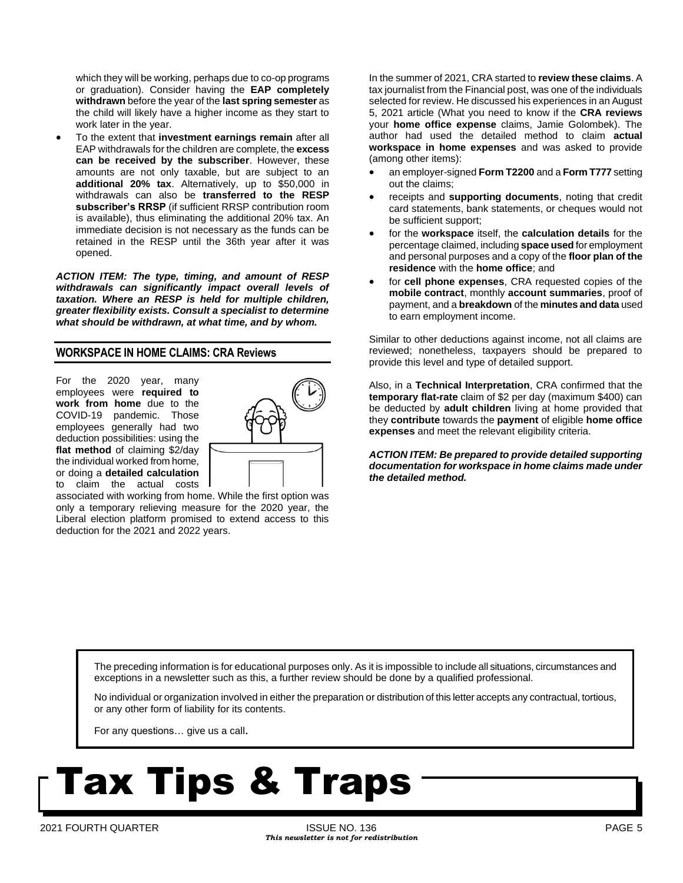which they will be working, perhaps due to co-op programs or graduation). Consider having the **EAP completely withdrawn** before the year of the **last spring semester** as the child will likely have a higher income as they start to work later in the year.

- To the extent that **investment earnings remain** after all EAP withdrawals for the children are complete, the **excess can be received by the subscriber**. However, these amounts are not only taxable, but are subject to an **additional 20% tax**. Alternatively, up to $50,000 in withdrawals can also be **transferred to the RESP subscriber's RRSP** (if sufficient RRSP contribution room is available), thus eliminating the additional 20% tax. An immediate decision is not necessary as the funds can be retained in the RESP until the 36th year after it was opened.

***ACTION ITEM: The type, timing, and amount of RESP withdrawals can significantly impact overall levels of taxation. Where an RESP is held for multiple children, greater flexibility exists. Consult a specialist to determine what should be withdrawn, at what time, and by whom.***

## WORKSPACE IN HOME CLAIMS: CRA Reviews

For the 2020 year, many employees were **required to work from home** due to the COVID-19 pandemic. Those employees generally had two deduction possibilities: using the **flat method** of claiming $2/day the individual worked from home, or doing a **detailed calculation** to claim the actual costs associated with working from home. While the first option was only a temporary relieving measure for the 2020 year, the Liberal election platform promised to extend access to this deduction for the 2021 and 2022 years.

In the summer of 2021, CRA started to **review these claims**. A tax journalist from the Financial post, was one of the individuals selected for review. He discussed his experiences in an August 5, 2021 article (What you need to know if the **CRA reviews** your **home office expense** claims, Jamie Golombek). The author had used the detailed method to claim **actual workspace in home expenses** and was asked to provide (among other items):

- an employer-signed **Form T2200** and a **Form T777** setting out the claims;
- receipts and **supporting documents**, noting that credit card statements, bank statements, or cheques would not be sufficient support;
- for the **workspace** itself, the **calculation details** for the percentage claimed, including **space used** for employment and personal purposes and a copy of the **floor plan of the residence** with the **home office**; and
- for **cell phone expenses**, CRA requested copies of the **mobile contract**, monthly **account summaries**, proof of payment, and a **breakdown** of the **minutes and data** used to earn employment income.

Similar to other deductions against income, not all claims are reviewed; nonetheless, taxpayers should be prepared to provide this level and type of detailed support.

Also, in a **Technical Interpretation**, CRA confirmed that the **temporary flat-rate** claim of $2 per day (maximum $400) can be deducted by **adult children** living at home provided that they **contribute** towards the **payment** of eligible **home office expenses** and meet the relevant eligibility criteria.

***ACTION ITEM: Be prepared to provide detailed supporting documentation for workspace in home claims made under the detailed method.***

The preceding information is for educational purposes only. As it is impossible to include all situations, circumstances and exceptions in a newsletter such as this, a further review should be done by a qualified professional.

No individual or organization involved in either the preparation or distribution of this letter accepts any contractual, tortious, or any other form of liability for its contents.

For any questions… give us a call.

*This newsletter is not for redistribution*